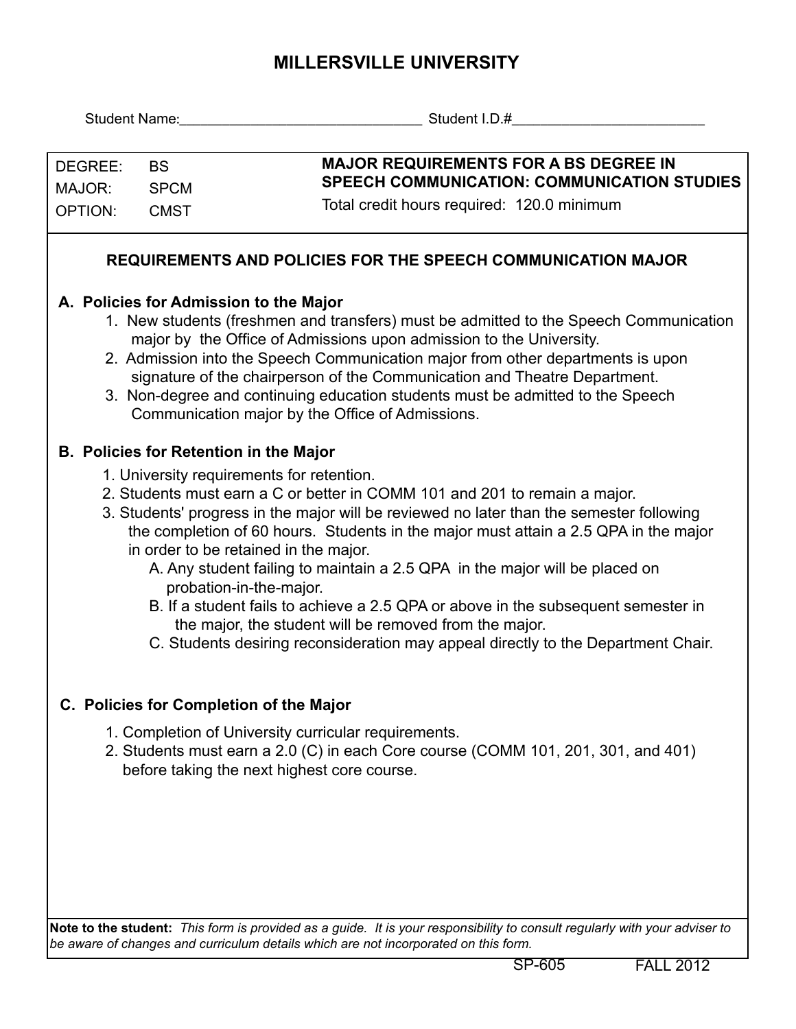# MILLERSVILLE UNIVERSITY

Student Name:\_\_\_\_\_\_\_\_\_\_\_\_\_\_\_\_\_\_\_\_\_\_\_\_\_\_\_\_\_\_\_\_ Student I.D.#\_\_\_\_\_\_\_\_\_\_\_\_\_\_\_\_\_\_\_\_\_\_\_\_\_\_

| | | |
|---|---|---|
| DEGREE: | BS | **MAJOR REQUIREMENTS FOR A BS DEGREE IN SPEECH COMMUNICATION: COMMUNICATION STUDIES** |
| MAJOR: | SPCM | Total credit hours required: 120.0 minimum |
| OPTION: | CMST | |

## REQUIREMENTS AND POLICIES FOR THE SPEECH COMMUNICATION MAJOR

### A. Policies for Admission to the Major

1. New students (freshmen and transfers) must be admitted to the Speech Communication major by the Office of Admissions upon admission to the University.
2. Admission into the Speech Communication major from other departments is upon signature of the chairperson of the Communication and Theatre Department.
3. Non-degree and continuing education students must be admitted to the Speech Communication major by the Office of Admissions.

### B. Policies for Retention in the Major

1. University requirements for retention.
2. Students must earn a C or better in COMM 101 and 201 to remain a major.
3. Students' progress in the major will be reviewed no later than the semester following the completion of 60 hours. Students in the major must attain a 2.5 QPA in the major in order to be retained in the major.
   A. Any student failing to maintain a 2.5 QPA in the major will be placed on probation-in-the-major.
   B. If a student fails to achieve a 2.5 QPA or above in the subsequent semester in the major, the student will be removed from the major.
   C. Students desiring reconsideration may appeal directly to the Department Chair.

### C. Policies for Completion of the Major

1. Completion of University curricular requirements.
2. Students must earn a 2.0 (C) in each Core course (COMM 101, 201, 301, and 401) before taking the next highest core course.

**Note to the student:** *This form is provided as a guide. It is your responsibility to consult regularly with your adviser to be aware of changes and curriculum details which are not incorporated on this form.*

SP-605 FALL 2012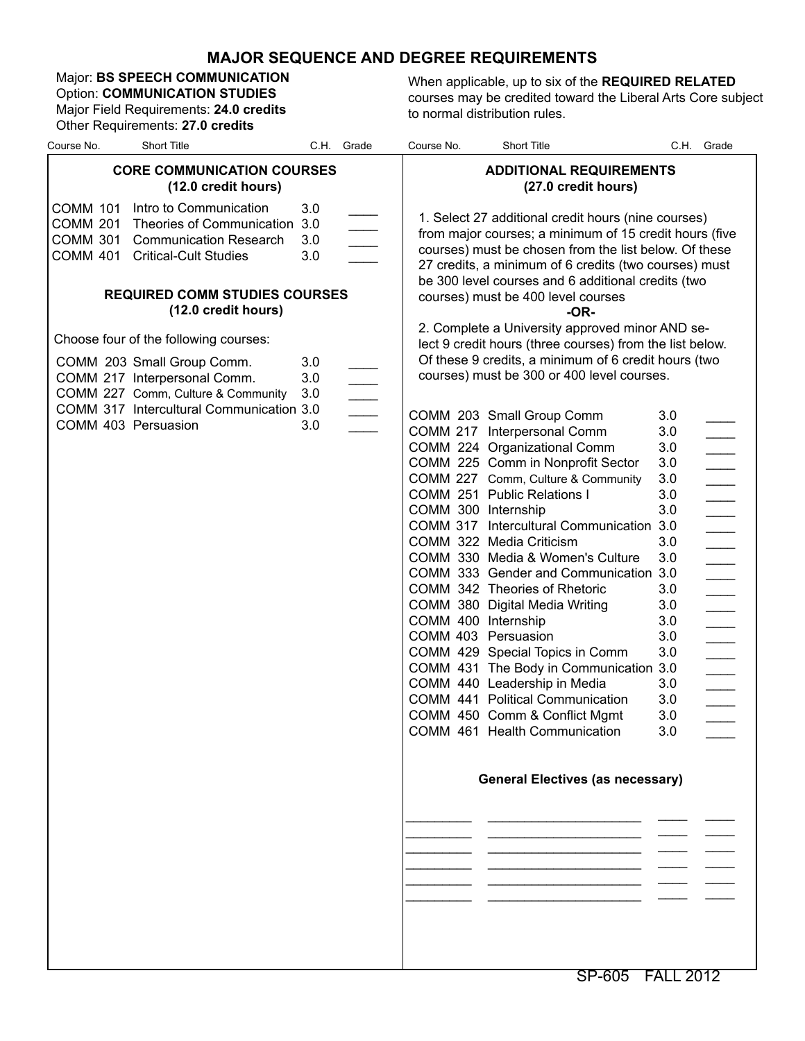# MAJOR SEQUENCE AND DEGREE REQUIREMENTS

Major: **BS SPEECH COMMUNICATION**
Option: **COMMUNICATION STUDIES**
Major Field Requirements: **24.0 credits**
Other Requirements: **27.0 credits**

When applicable, up to six of the **REQUIRED RELATED** courses may be credited toward the Liberal Arts Core subject to normal distribution rules.

## CORE COMMUNICATION COURSES (12.0 credit hours)

| Course No. | Short Title | C.H. | Grade |
|---|---|---|---|
| COMM 101 | Intro to Communication | 3.0 | ____ |
| COMM 201 | Theories of Communication | 3.0 | ____ |
| COMM 301 | Communication Research | 3.0 | ____ |
| COMM 401 | Critical-Cult Studies | 3.0 | ____ |

## REQUIRED COMM STUDIES COURSES (12.0 credit hours)

Choose four of the following courses:

| Course No. | Short Title | C.H. | Grade |
|---|---|---|---|
| COMM 203 | Small Group Comm. | 3.0 | ____ |
| COMM 217 | Interpersonal Comm. | 3.0 | ____ |
| COMM 227 | Comm, Culture & Community | 3.0 | ____ |
| COMM 317 | Intercultural Communication | 3.0 | ____ |
| COMM 403 | Persuasion | 3.0 | ____ |

## ADDITIONAL REQUIREMENTS (27.0 credit hours)

1. Select 27 additional credit hours (nine courses) from major courses; a minimum of 15 credit hours (five courses) must be chosen from the list below. Of these 27 credits, a minimum of 6 credits (two courses) must be 300 level courses and 6 additional credits (two courses) must be 400 level courses

**-OR-**

2. Complete a University approved minor AND select 9 credit hours (three courses) from the list below. Of these 9 credits, a minimum of 6 credit hours (two courses) must be 300 or 400 level courses.

| Course No. | Short Title | C.H. | Grade |
|---|---|---|---|
| COMM 203 | Small Group Comm | 3.0 | ____ |
| COMM 217 | Interpersonal Comm | 3.0 | ____ |
| COMM 224 | Organizational Comm | 3.0 | ____ |
| COMM 225 | Comm in Nonprofit Sector | 3.0 | ____ |
| COMM 227 | Comm, Culture & Community | 3.0 | ____ |
| COMM 251 | Public Relations I | 3.0 | ____ |
| COMM 300 | Internship | 3.0 | ____ |
| COMM 317 | Intercultural Communication | 3.0 | ____ |
| COMM 322 | Media Criticism | 3.0 | ____ |
| COMM 330 | Media & Women's Culture | 3.0 | ____ |
| COMM 333 | Gender and Communication | 3.0 | ____ |
| COMM 342 | Theories of Rhetoric | 3.0 | ____ |
| COMM 380 | Digital Media Writing | 3.0 | ____ |
| COMM 400 | Internship | 3.0 | ____ |
| COMM 403 | Persuasion | 3.0 | ____ |
| COMM 429 | Special Topics in Comm | 3.0 | ____ |
| COMM 431 | The Body in Communication | 3.0 | ____ |
| COMM 440 | Leadership in Media | 3.0 | ____ |
| COMM 441 | Political Communication | 3.0 | ____ |
| COMM 450 | Comm & Conflict Mgmt | 3.0 | ____ |
| COMM 461 | Health Communication | 3.0 | ____ |

### General Electives (as necessary)

| Course No. | Short Title | C.H. | Grade |
|---|---|---|---|
| ________ | ____________________ | ____ | ____ |
| ________ | ____________________ | ____ | ____ |
| ________ | ____________________ | ____ | ____ |
| ________ | ____________________ | ____ | ____ |
| ________ | ____________________ | ____ | ____ |
| ________ | ____________________ | ____ | ____ |

SP-605 FALL 2012